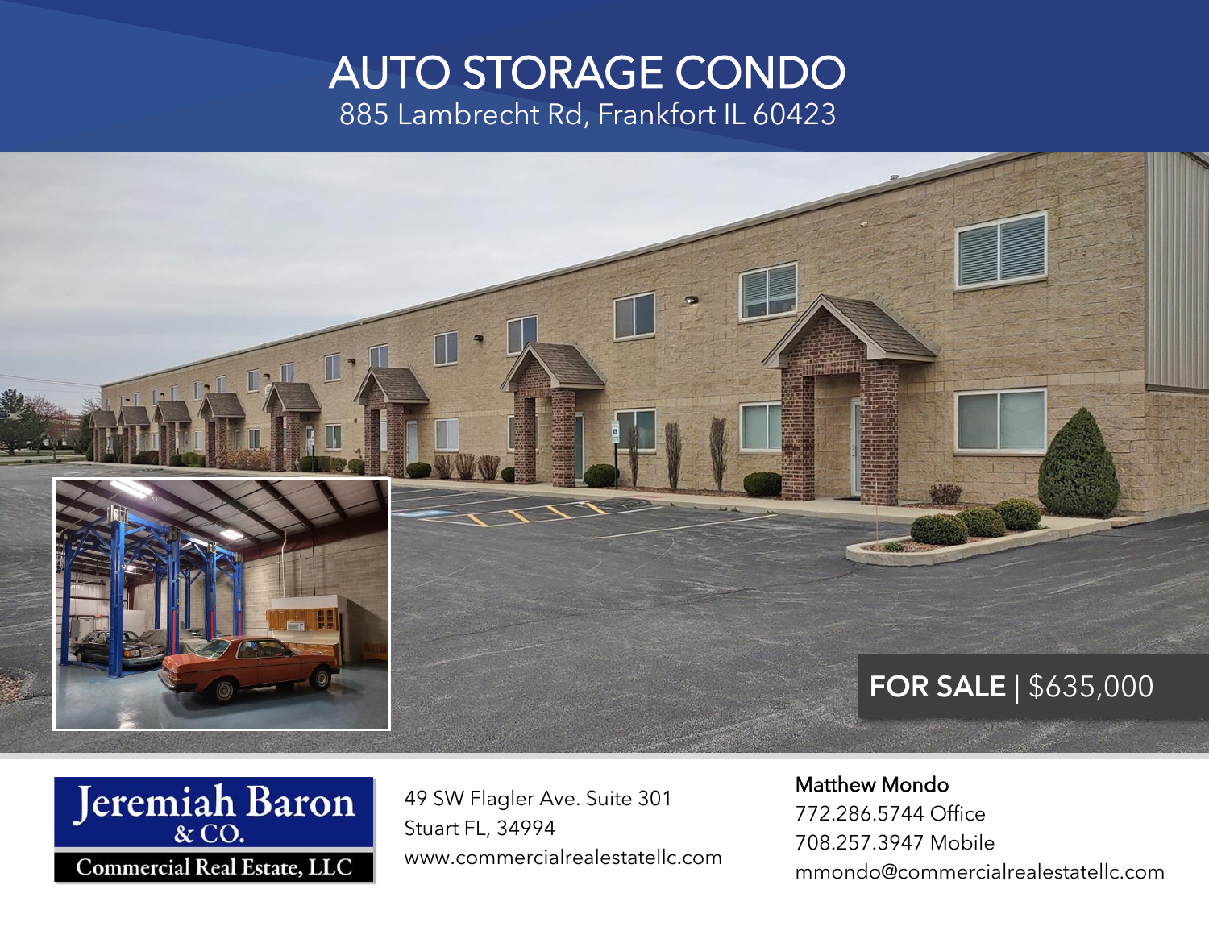# AUTO STORAGE CONDO

885 Lambrecht Rd, Frankfort IL 60423

**FOR SALE** | $635,000

Jeremiah Baron & CO.
Commercial Real Estate, LLC

49 SW Flagler Ave. Suite 301
Stuart FL, 34994
www.commercialrealestatellc.com

Matthew Mondo
772.286.5744 Office
708.257.3947 Mobile
mmondo@commercialrealestatellc.com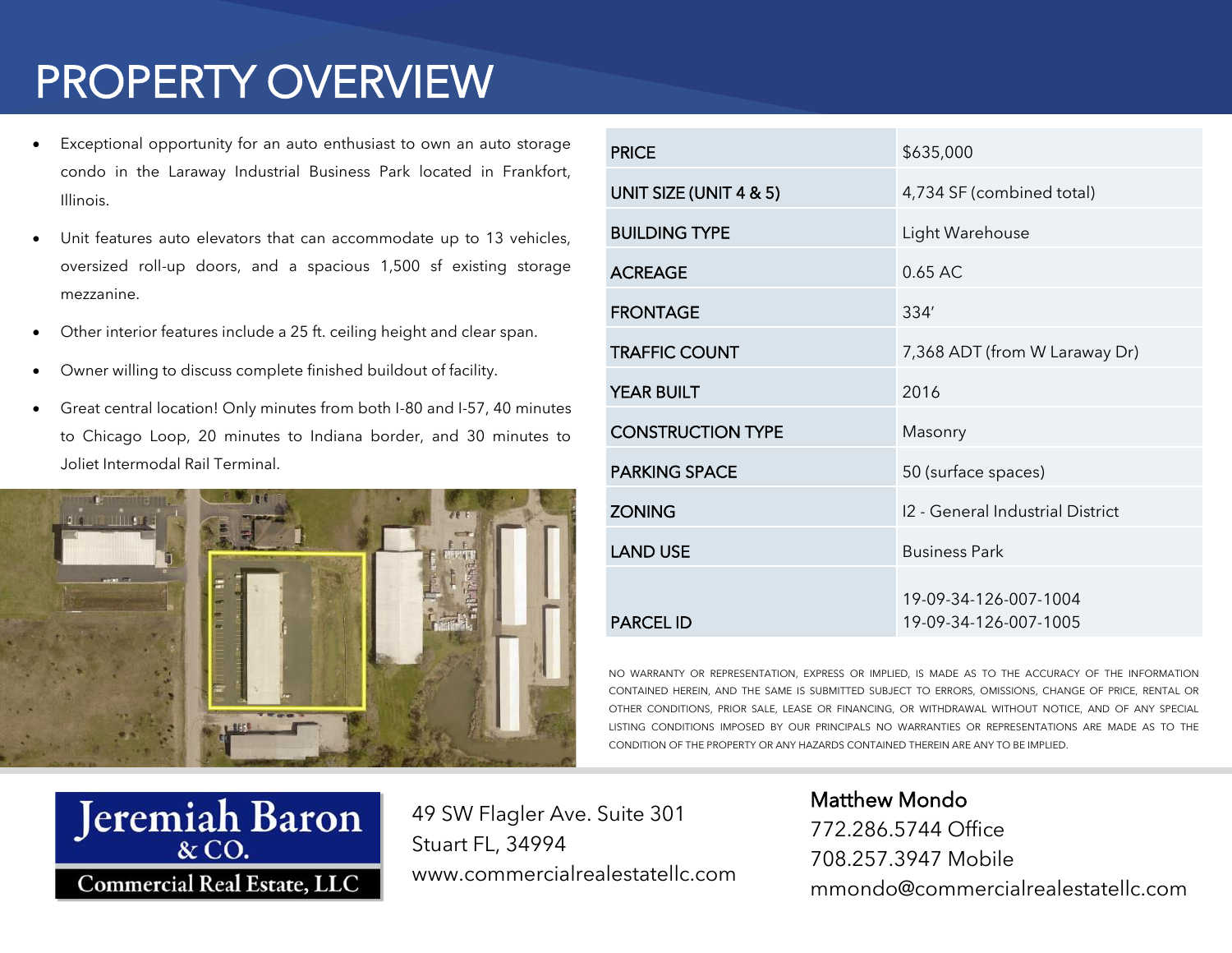# PROPERTY OVERVIEW

- Exceptional opportunity for an auto enthusiast to own an auto storage condo in the Laraway Industrial Business Park located in Frankfort, Illinois.
- Unit features auto elevators that can accommodate up to 13 vehicles, oversized roll-up doors, and a spacious 1,500 sf existing storage mezzanine.
- Other interior features include a 25 ft. ceiling height and clear span.
- Owner willing to discuss complete finished buildout of facility.
- Great central location! Only minutes from both I-80 and I-57, 40 minutes to Chicago Loop, 20 minutes to Indiana border, and 30 minutes to Joliet Intermodal Rail Terminal.

| | |
|---|---|
| PRICE | $635,000 |
| UNIT SIZE (UNIT 4 & 5) | 4,734 SF (combined total) |
| BUILDING TYPE | Light Warehouse |
| ACREAGE | 0.65 AC |
| FRONTAGE | 334' |
| TRAFFIC COUNT | 7,368 ADT (from W Laraway Dr) |
| YEAR BUILT | 2016 |
| CONSTRUCTION TYPE | Masonry |
| PARKING SPACE | 50 (surface spaces) |
| ZONING | I2 - General Industrial District |
| LAND USE | Business Park |
| PARCEL ID | 19-09-34-126-007-1004<br>19-09-34-126-007-1005 |

NO WARRANTY OR REPRESENTATION, EXPRESS OR IMPLIED, IS MADE AS TO THE ACCURACY OF THE INFORMATION CONTAINED HEREIN, AND THE SAME IS SUBMITTED SUBJECT TO ERRORS, OMISSIONS, CHANGE OF PRICE, RENTAL OR OTHER CONDITIONS, PRIOR SALE, LEASE OR FINANCING, OR WITHDRAWAL WITHOUT NOTICE, AND OF ANY SPECIAL LISTING CONDITIONS IMPOSED BY OUR PRINCIPALS NO WARRANTIES OR REPRESENTATIONS ARE MADE AS TO THE CONDITION OF THE PROPERTY OR ANY HAZARDS CONTAINED THEREIN ARE ANY TO BE IMPLIED.

Jeremiah Baron & CO.
Commercial Real Estate, LLC

49 SW Flagler Ave. Suite 301
Stuart FL, 34994
www.commercialrealestatellc.com

Matthew Mondo
772.286.5744 Office
708.257.3947 Mobile
mmondo@commercialrealestatellc.com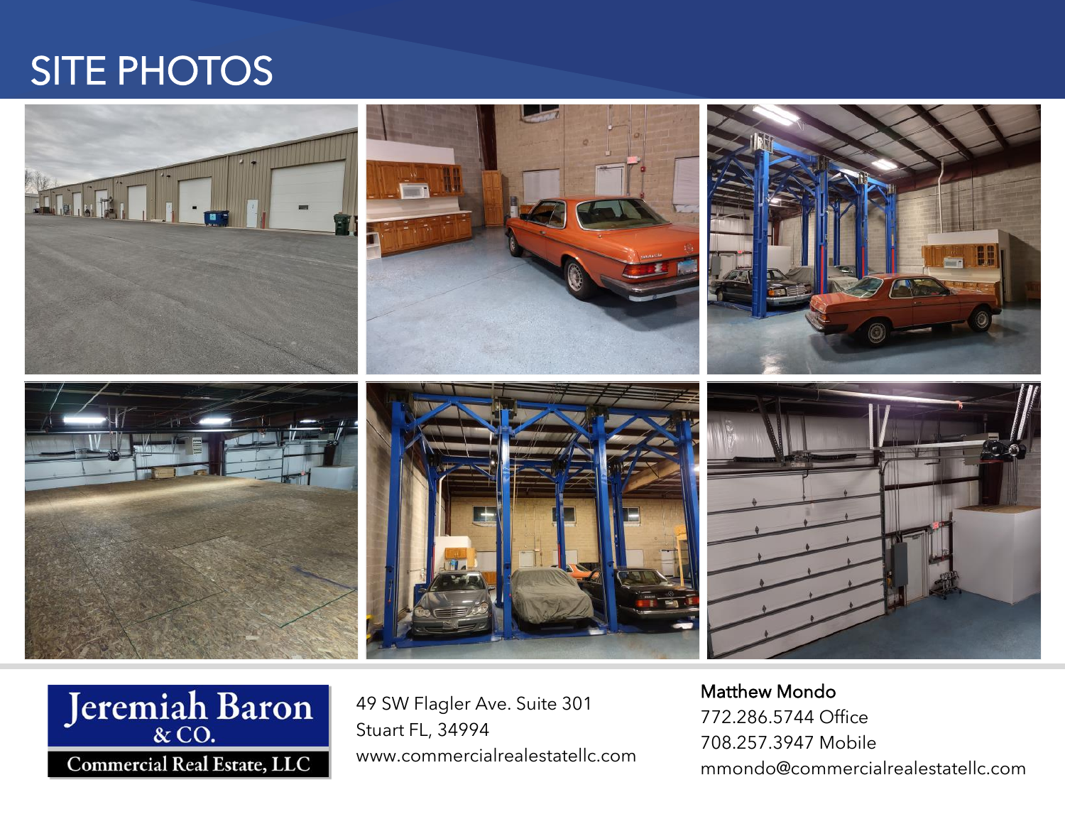# SITE PHOTOS

Jeremiah Baron & CO.
Commercial Real Estate, LLC

49 SW Flagler Ave. Suite 301
Stuart FL, 34994
www.commercialrealestatellc.com

**Matthew Mondo**
772.286.5744 Office
708.257.3947 Mobile
mmondo@commercialrealestatellc.com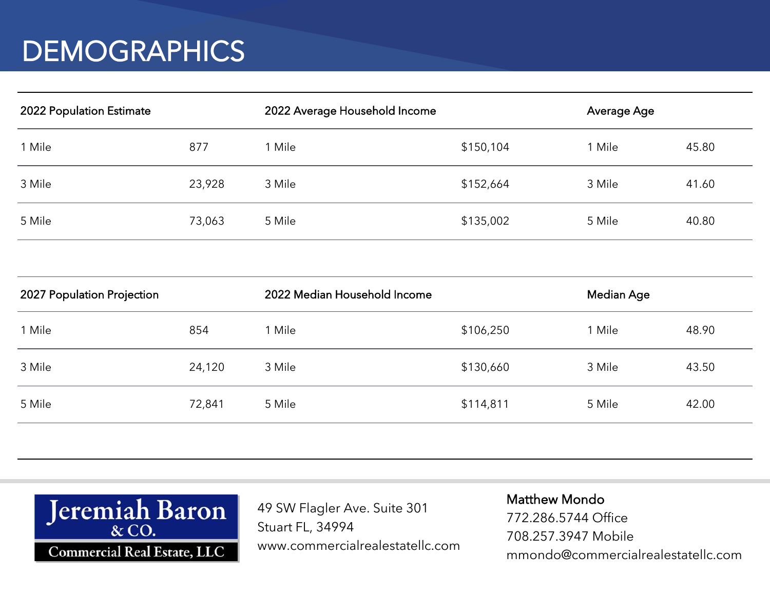# DEMOGRAPHICS

| 2022 Population Estimate | | 2022 Average Household Income | | Average Age | |
|---|---|---|---|---|---|
| 1 Mile | 877 | 1 Mile | $150,104 | 1 Mile | 45.80 |
| 3 Mile | 23,928 | 3 Mile | $152,664 | 3 Mile | 41.60 |
| 5 Mile | 73,063 | 5 Mile | $135,002 | 5 Mile | 40.80 |

| 2027 Population Projection | | 2022 Median Household Income | | Median Age | |
|---|---|---|---|---|---|
| 1 Mile | 854 | 1 Mile | $106,250 | 1 Mile | 48.90 |
| 3 Mile | 24,120 | 3 Mile | $130,660 | 3 Mile | 43.50 |
| 5 Mile | 72,841 | 5 Mile | $114,811 | 5 Mile | 42.00 |

Jeremiah Baron & CO.
Commercial Real Estate, LLC

49 SW Flagler Ave. Suite 301
Stuart FL, 34994
www.commercialrealestatellc.com

**Matthew Mondo**
772.286.5744 Office
708.257.3947 Mobile
mmondo@commercialrealestatellc.com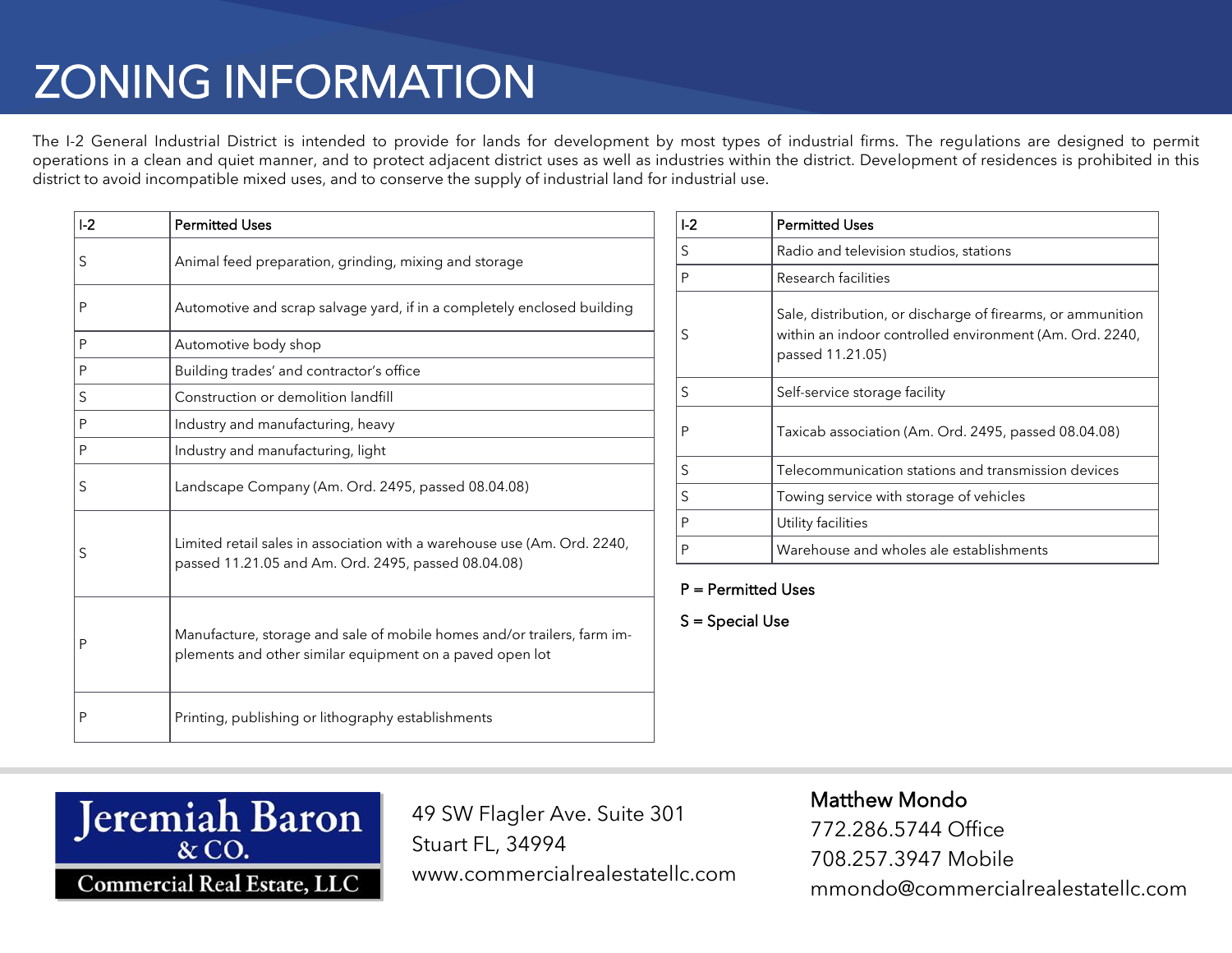# ZONING INFORMATION

The I-2 General Industrial District is intended to provide for lands for development by most types of industrial firms. The regulations are designed to permit operations in a clean and quiet manner, and to protect adjacent district uses as well as industries within the district. Development of residences is prohibited in this district to avoid incompatible mixed uses, and to conserve the supply of industrial land for industrial use.

| I-2 | Permitted Uses |
|---|---|
| S | Animal feed preparation, grinding, mixing and storage |
| P | Automotive and scrap salvage yard, if in a completely enclosed building |
| P | Automotive body shop |
| P | Building trades' and contractor's office |
| S | Construction or demolition landfill |
| P | Industry and manufacturing, heavy |
| P | Industry and manufacturing, light |
| S | Landscape Company (Am. Ord. 2495, passed 08.04.08) |
| S | Limited retail sales in association with a warehouse use (Am. Ord. 2240, passed 11.21.05 and Am. Ord. 2495, passed 08.04.08) |
| P | Manufacture, storage and sale of mobile homes and/or trailers, farm implements and other similar equipment on a paved open lot |
| P | Printing, publishing or lithography establishments |
| S | Radio and television studios, stations |
| P | Research facilities |
| S | Sale, distribution, or discharge of firearms, or ammunition within an indoor controlled environment (Am. Ord. 2240, passed 11.21.05) |
| S | Self-service storage facility |
| P | Taxicab association (Am. Ord. 2495, passed 08.04.08) |
| S | Telecommunication stations and transmission devices |
| S | Towing service with storage of vehicles |
| P | Utility facilities |
| P | Warehouse and wholes ale establishments |

P = Permitted Uses

S = Special Use

Jeremiah Baron & CO. Commercial Real Estate, LLC

49 SW Flagler Ave. Suite 301
Stuart FL, 34994
www.commercialrealestatellc.com

**Matthew Mondo**
772.286.5744 Office
708.257.3947 Mobile
mmondo@commercialrealestatellc.com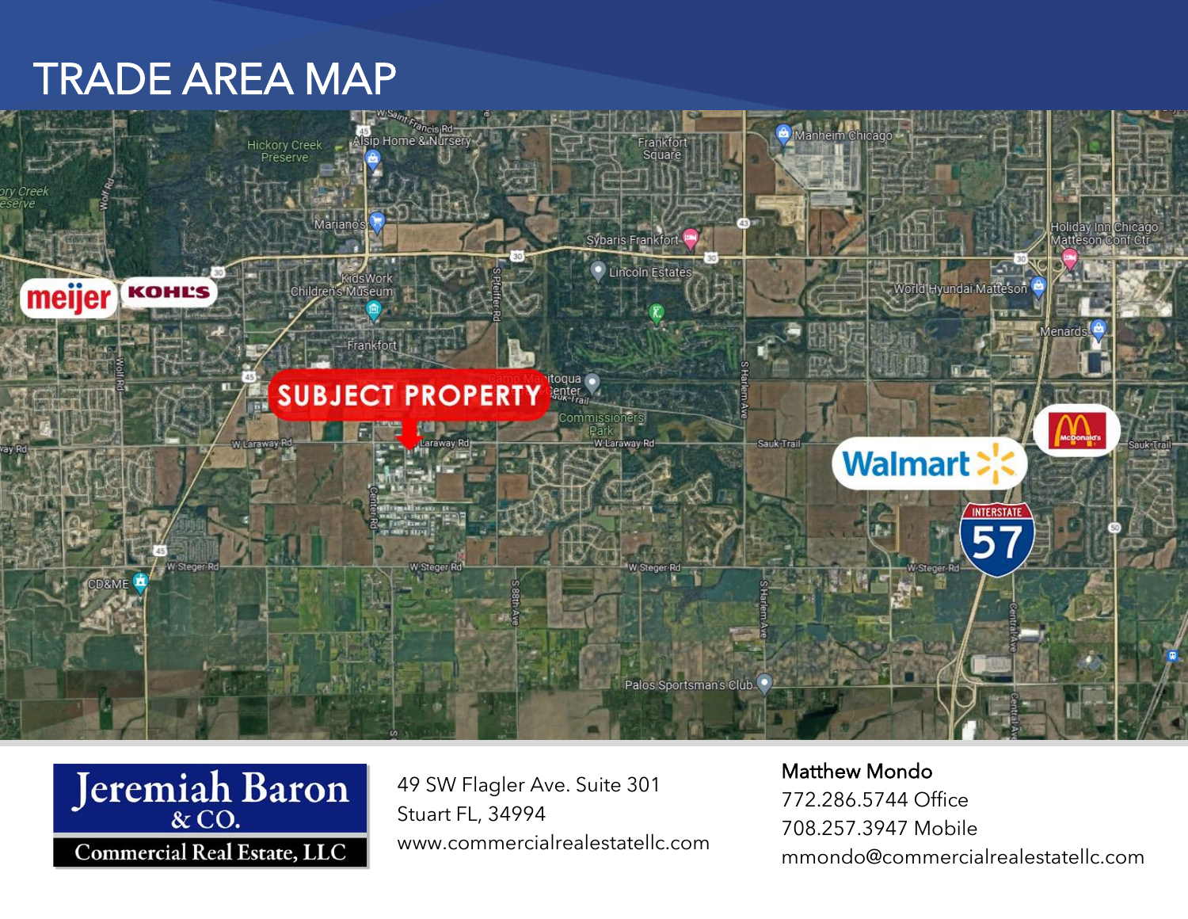# TRADE AREA MAP

Jeremiah Baron & CO.
Commercial Real Estate, LLC

49 SW Flagler Ave. Suite 301
Stuart FL, 34994
www.commercialrealestatellc.com

**Matthew Mondo**
772.286.5744 Office
708.257.3947 Mobile
mmondo@commercialrealestatellc.com